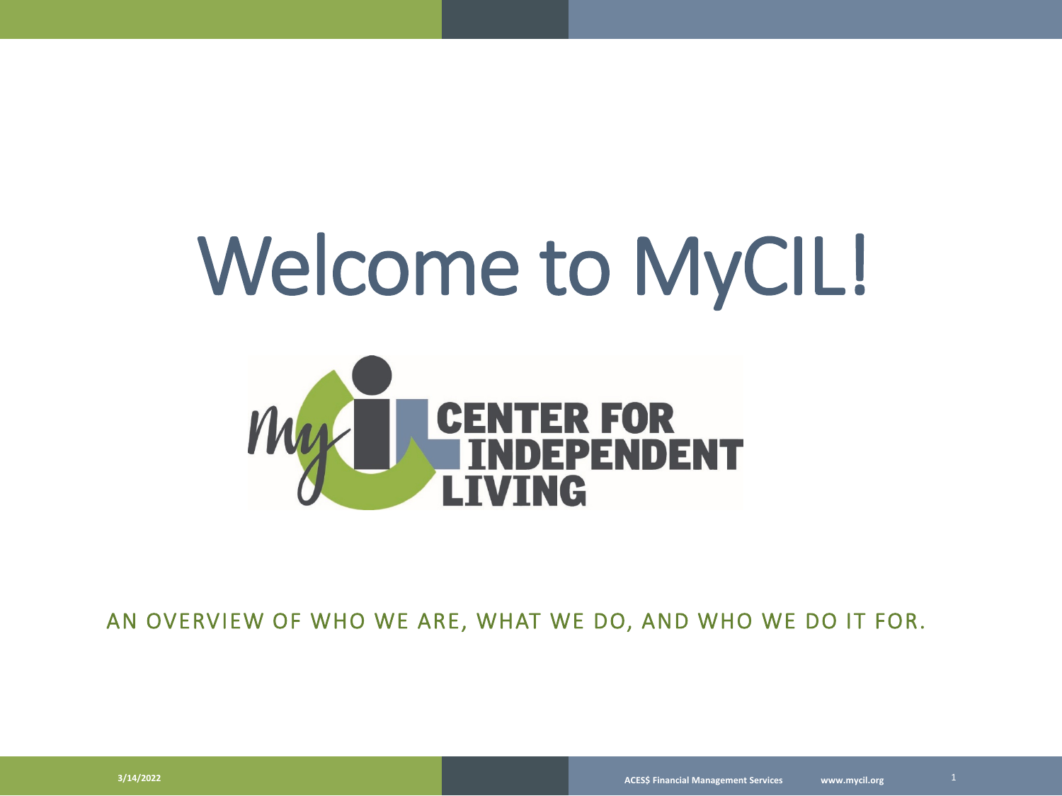# Welcome to MyCIL!

My CENTER FOR INDEPENDENT LIVING

AN OVERVIEW OF WHO WE ARE, WHAT WE DO, AND WHO WE DO IT FOR.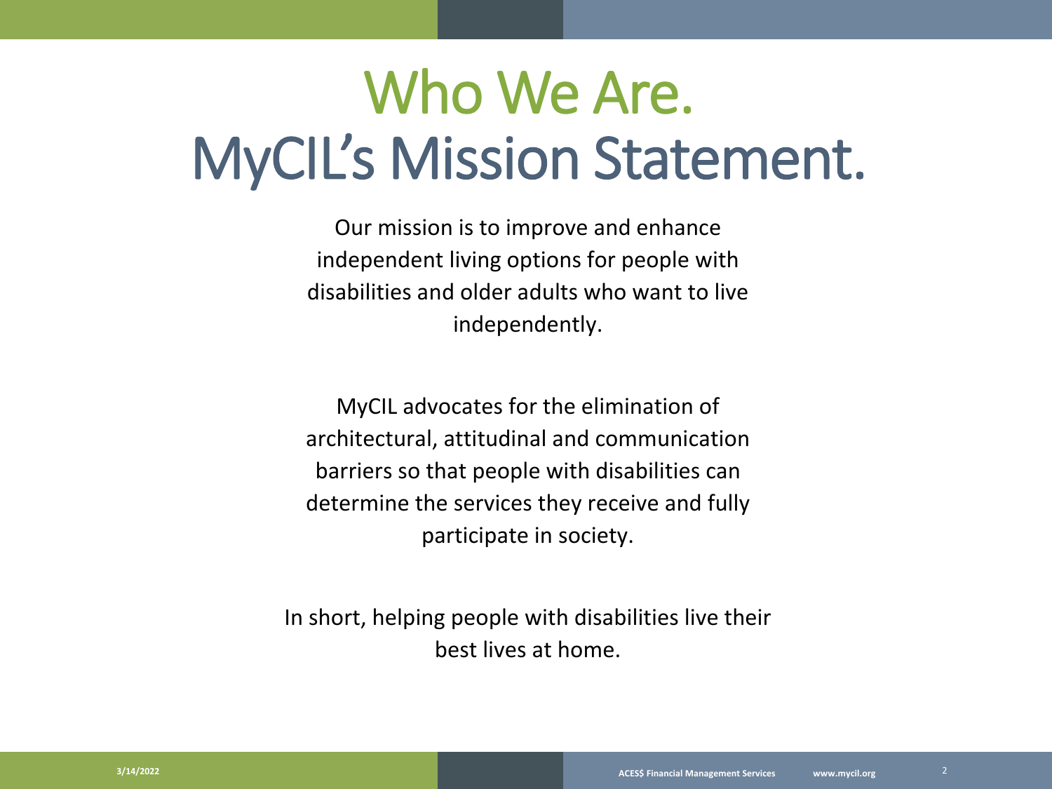# Who We Are.
# MyCIL's Mission Statement.

Our mission is to improve and enhance independent living options for people with disabilities and older adults who want to live independently.

MyCIL advocates for the elimination of architectural, attitudinal and communication barriers so that people with disabilities can determine the services they receive and fully participate in society.

In short, helping people with disabilities live their best lives at home.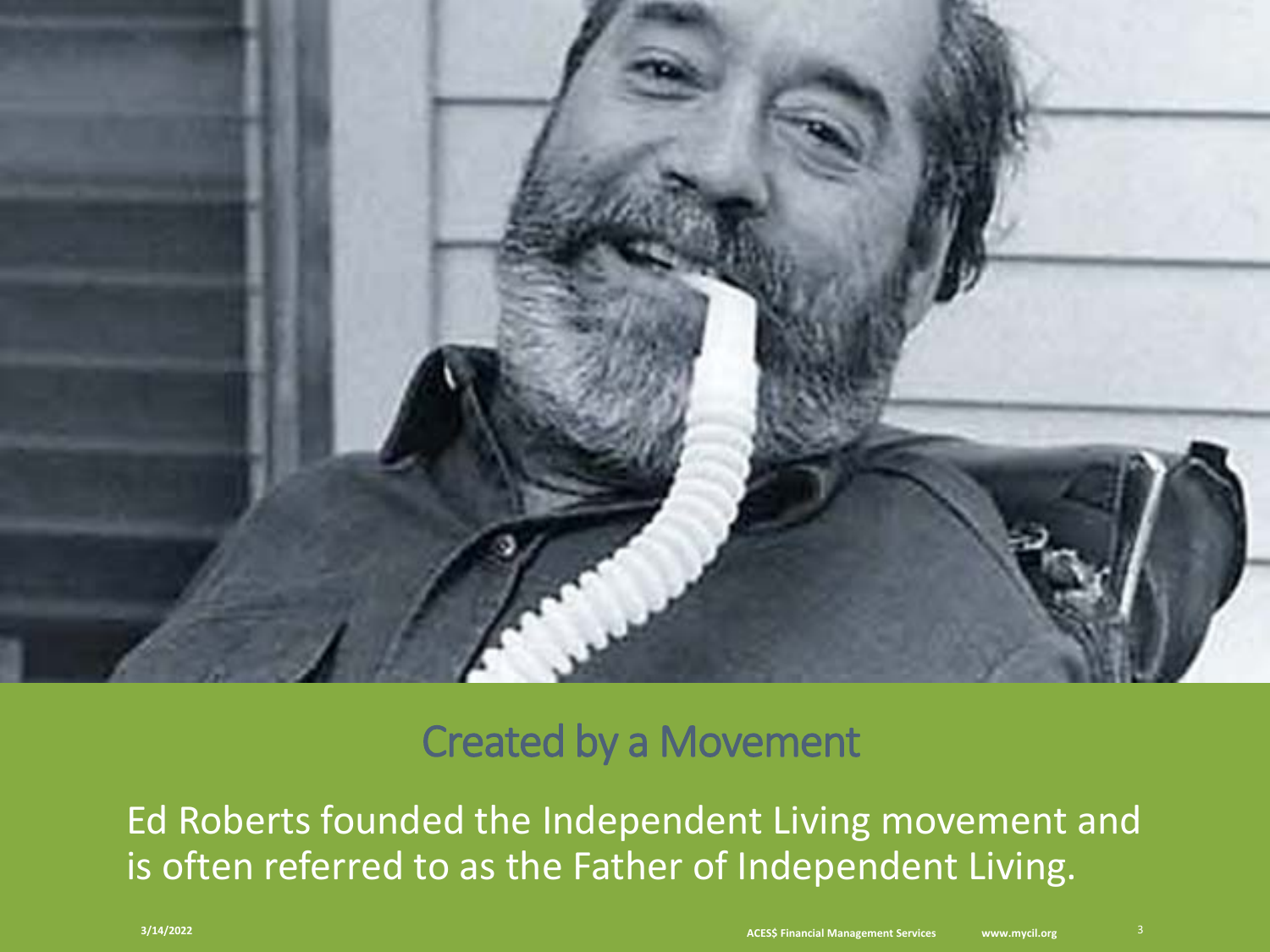## Created by a Movement

Ed Roberts founded the Independent Living movement and is often referred to as the Father of Independent Living.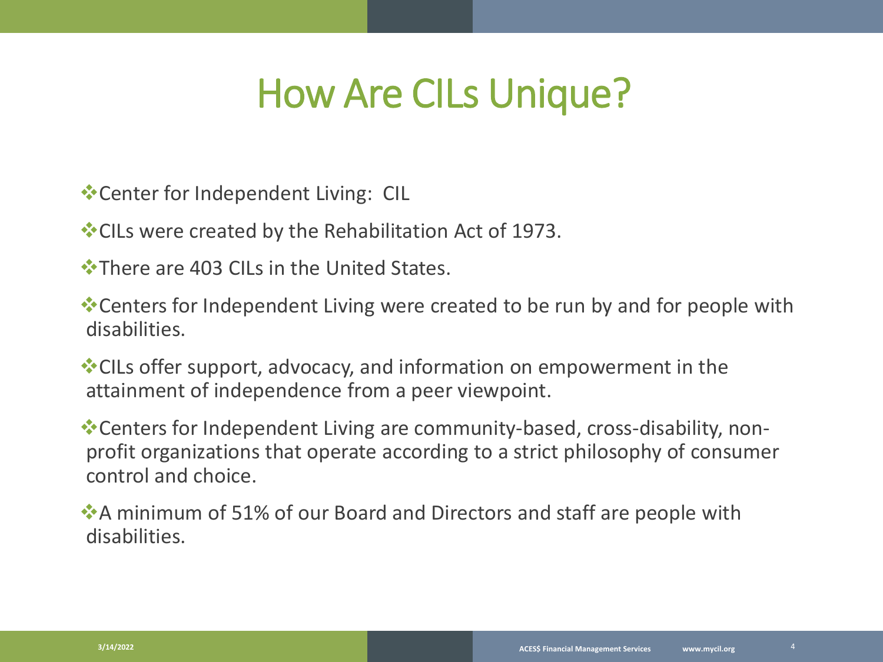# How Are CILs Unique?

- Center for Independent Living: CIL
- CILs were created by the Rehabilitation Act of 1973.
- There are 403 CILs in the United States.
- Centers for Independent Living were created to be run by and for people with disabilities.
- CILs offer support, advocacy, and information on empowerment in the attainment of independence from a peer viewpoint.
- Centers for Independent Living are community-based, cross-disability, non-profit organizations that operate according to a strict philosophy of consumer control and choice.
- A minimum of 51% of our Board and Directors and staff are people with disabilities.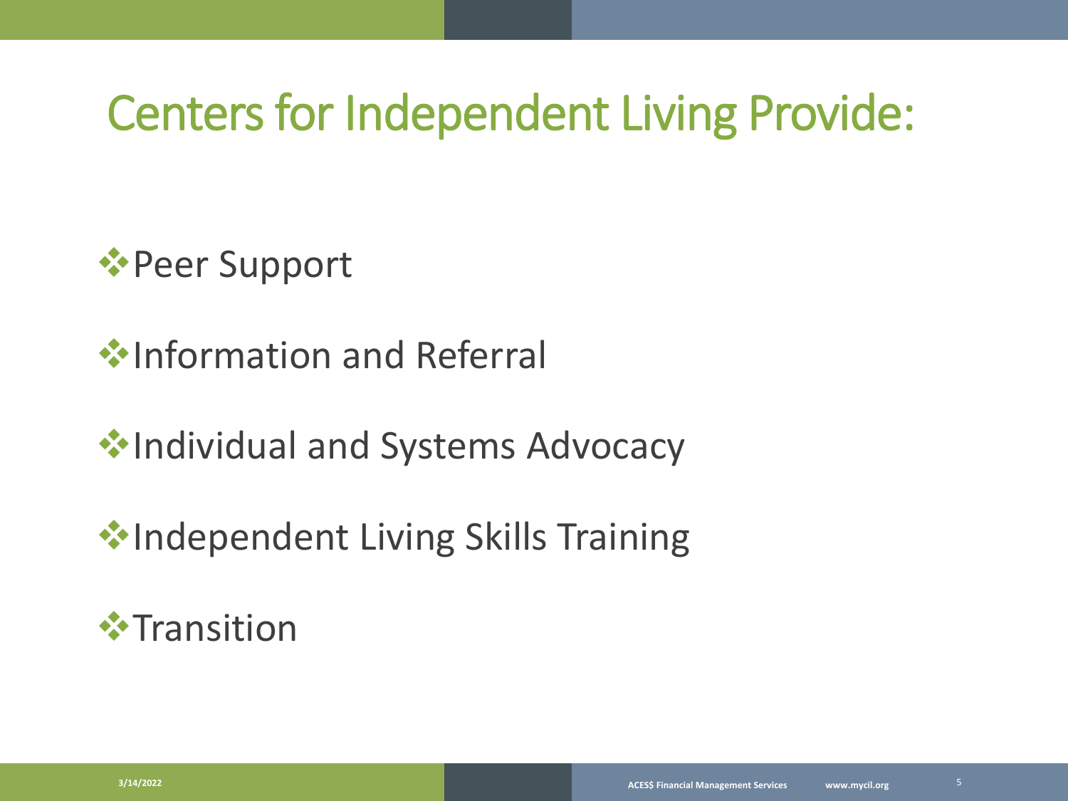# Centers for Independent Living Provide:

- Peer Support
- Information and Referral
- Individual and Systems Advocacy
- Independent Living Skills Training
- Transition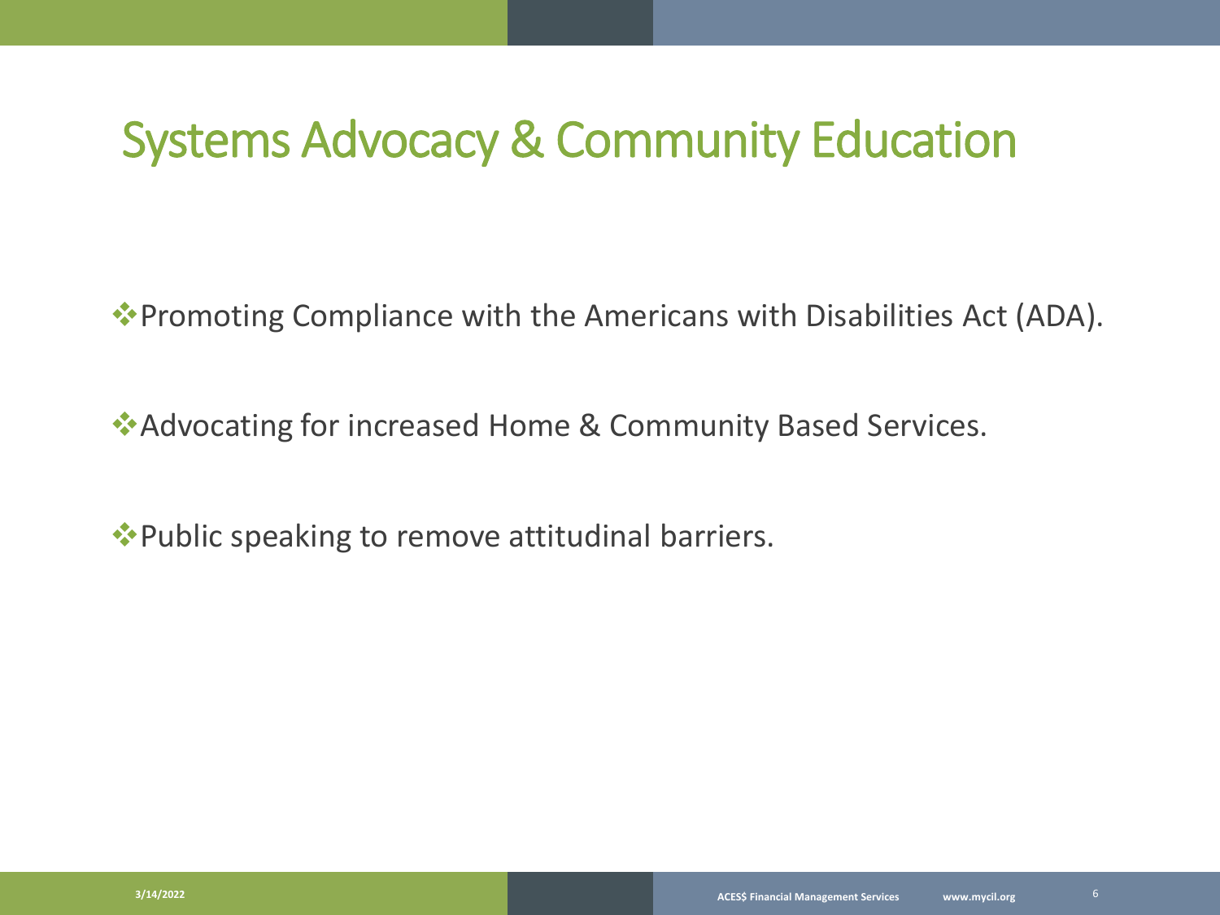# Systems Advocacy & Community Education

- Promoting Compliance with the Americans with Disabilities Act (ADA).
- Advocating for increased Home & Community Based Services.
- Public speaking to remove attitudinal barriers.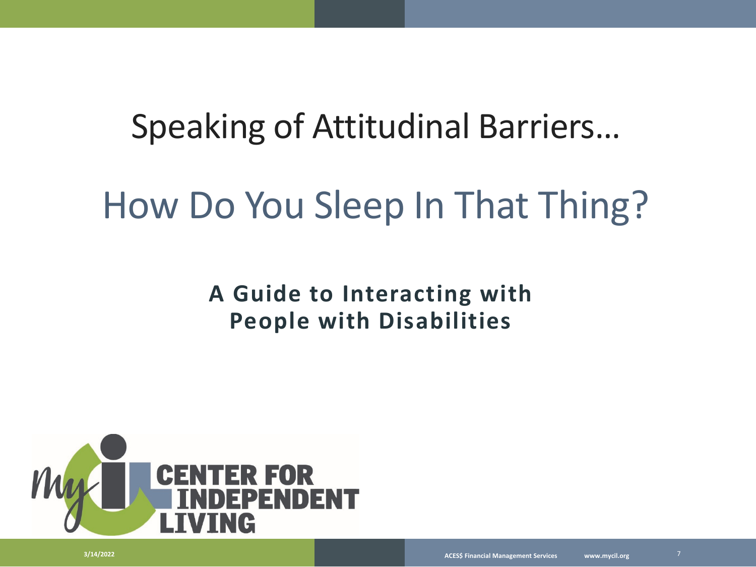# Speaking of Attitudinal Barriers…

# How Do You Sleep In That Thing?

**A Guide to Interacting with People with Disabilities**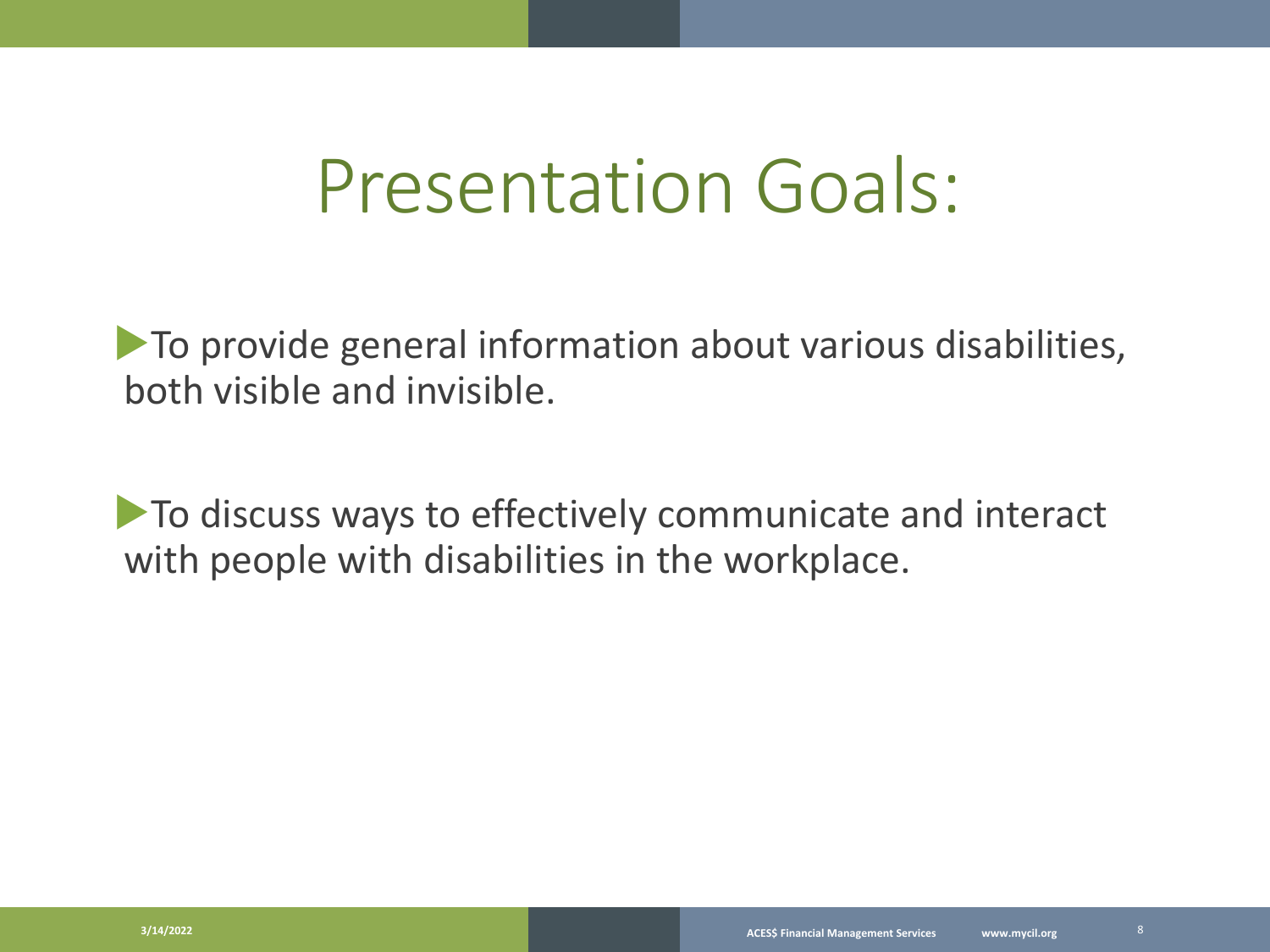# Presentation Goals:

- To provide general information about various disabilities, both visible and invisible.

- To discuss ways to effectively communicate and interact with people with disabilities in the workplace.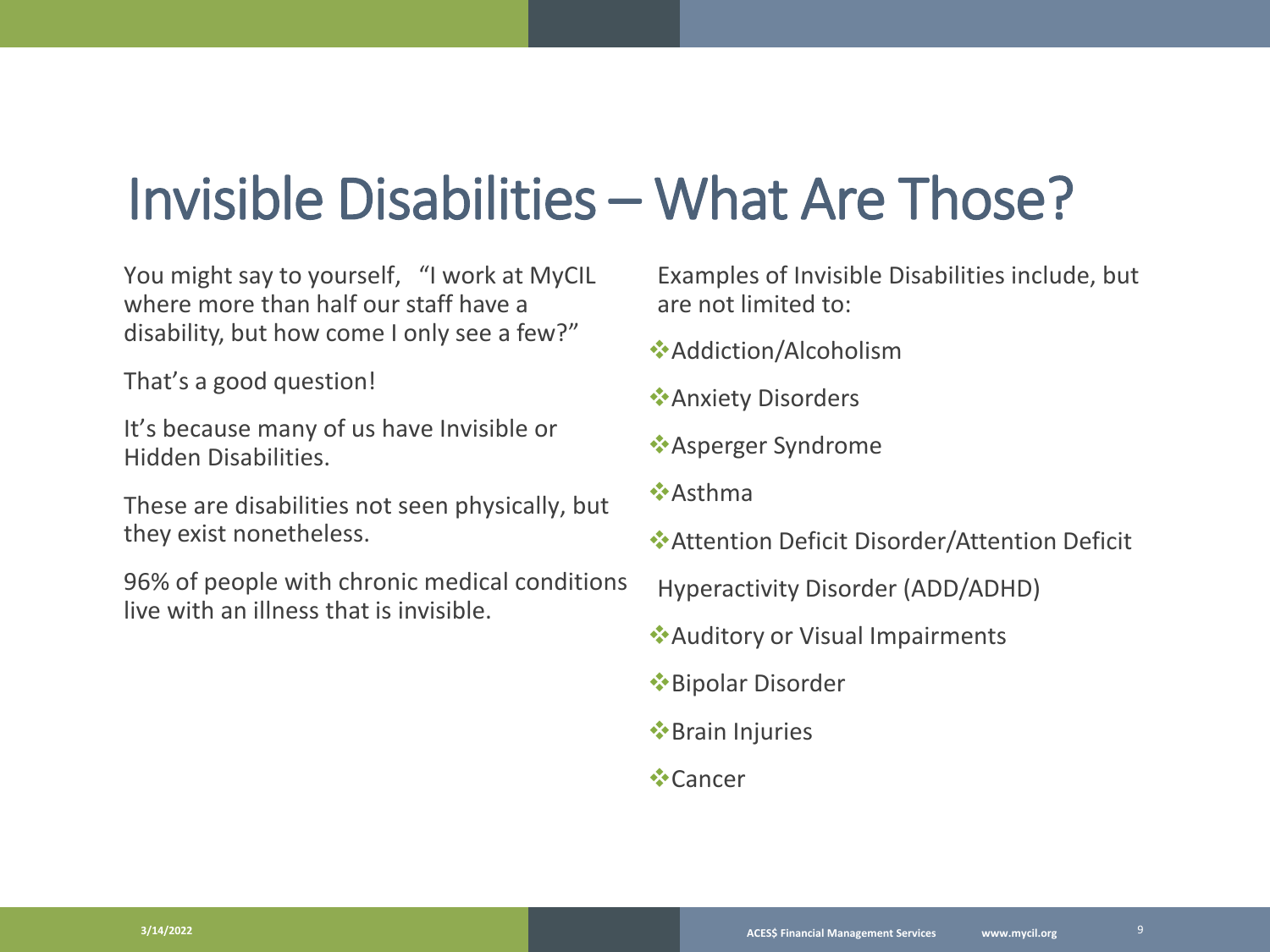# Invisible Disabilities – What Are Those?

You might say to yourself, "I work at MyCIL where more than half our staff have a disability, but how come I only see a few?"

That's a good question!

It's because many of us have Invisible or Hidden Disabilities.

These are disabilities not seen physically, but they exist nonetheless.

96% of people with chronic medical conditions live with an illness that is invisible.

Examples of Invisible Disabilities include, but are not limited to:

- Addiction/Alcoholism
- Anxiety Disorders
- Asperger Syndrome
- Asthma
- Attention Deficit Disorder/Attention Deficit Hyperactivity Disorder (ADD/ADHD)
- Auditory or Visual Impairments
- Bipolar Disorder
- Brain Injuries
- Cancer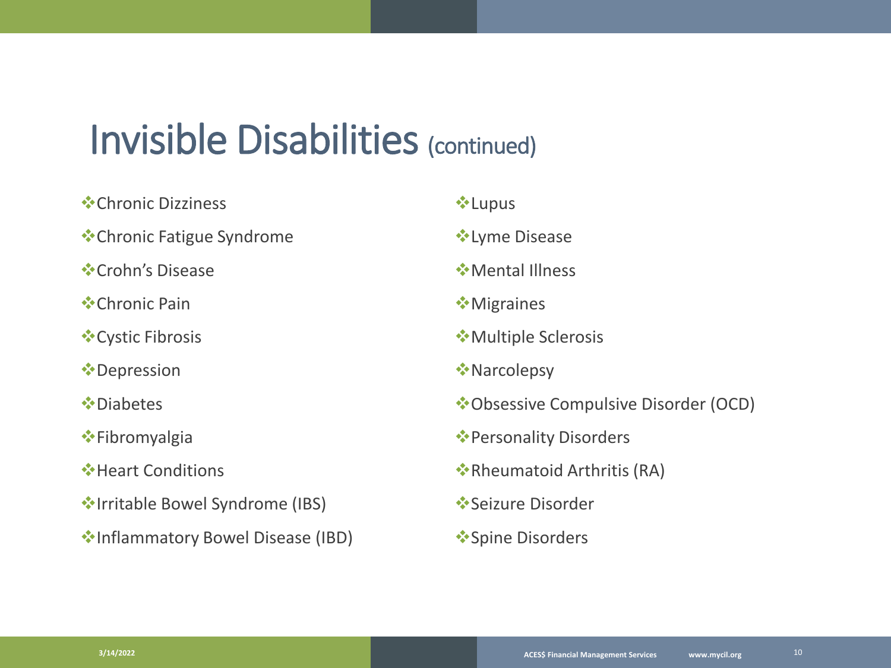# Invisible Disabilities (continued)

- Chronic Dizziness
- Chronic Fatigue Syndrome
- Crohn's Disease
- Chronic Pain
- Cystic Fibrosis
- Depression
- Diabetes
- Fibromyalgia
- Heart Conditions
- Irritable Bowel Syndrome (IBS)
- Inflammatory Bowel Disease (IBD)
- Lupus
- Lyme Disease
- Mental Illness
- Migraines
- Multiple Sclerosis
- Narcolepsy
- Obsessive Compulsive Disorder (OCD)
- Personality Disorders
- Rheumatoid Arthritis (RA)
- Seizure Disorder
- Spine Disorders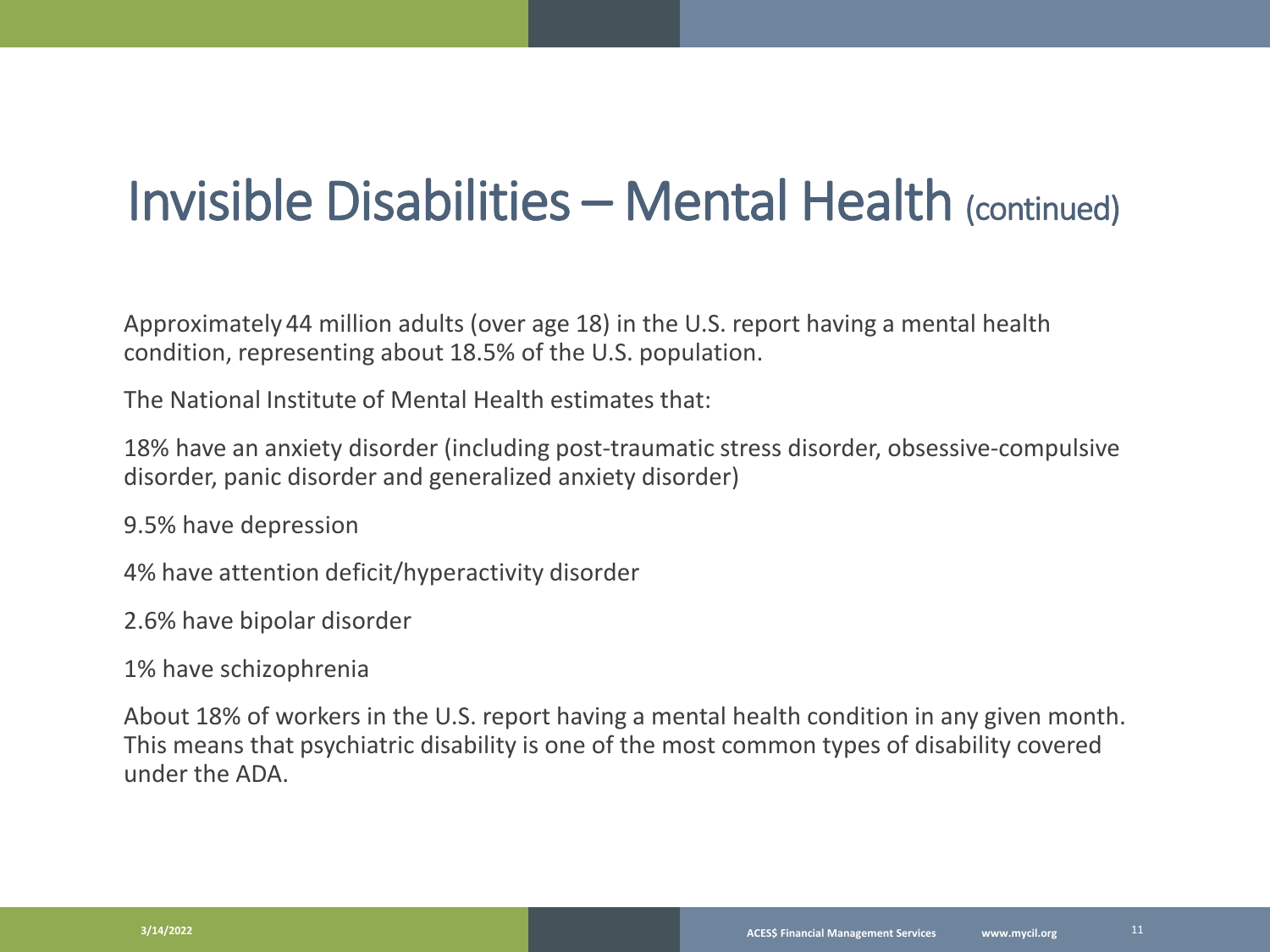# Invisible Disabilities – Mental Health (continued)

Approximately 44 million adults (over age 18) in the U.S. report having a mental health condition, representing about 18.5% of the U.S. population.

The National Institute of Mental Health estimates that:

18% have an anxiety disorder (including post-traumatic stress disorder, obsessive-compulsive disorder, panic disorder and generalized anxiety disorder)

9.5% have depression

4% have attention deficit/hyperactivity disorder

2.6% have bipolar disorder

1% have schizophrenia

About 18% of workers in the U.S. report having a mental health condition in any given month. This means that psychiatric disability is one of the most common types of disability covered under the ADA.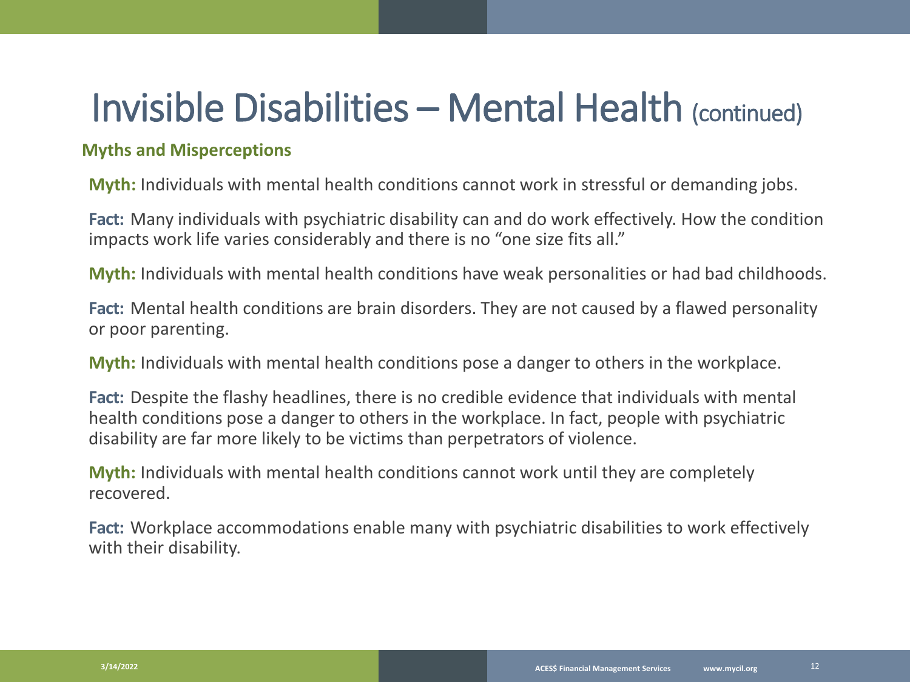# Invisible Disabilities – Mental Health (continued)

## Myths and Misperceptions

**Myth:** Individuals with mental health conditions cannot work in stressful or demanding jobs.

**Fact:** Many individuals with psychiatric disability can and do work effectively. How the condition impacts work life varies considerably and there is no "one size fits all."

**Myth:** Individuals with mental health conditions have weak personalities or had bad childhoods.

**Fact:** Mental health conditions are brain disorders. They are not caused by a flawed personality or poor parenting.

**Myth:** Individuals with mental health conditions pose a danger to others in the workplace.

**Fact:** Despite the flashy headlines, there is no credible evidence that individuals with mental health conditions pose a danger to others in the workplace. In fact, people with psychiatric disability are far more likely to be victims than perpetrators of violence.

**Myth:** Individuals with mental health conditions cannot work until they are completely recovered.

**Fact:** Workplace accommodations enable many with psychiatric disabilities to work effectively with their disability.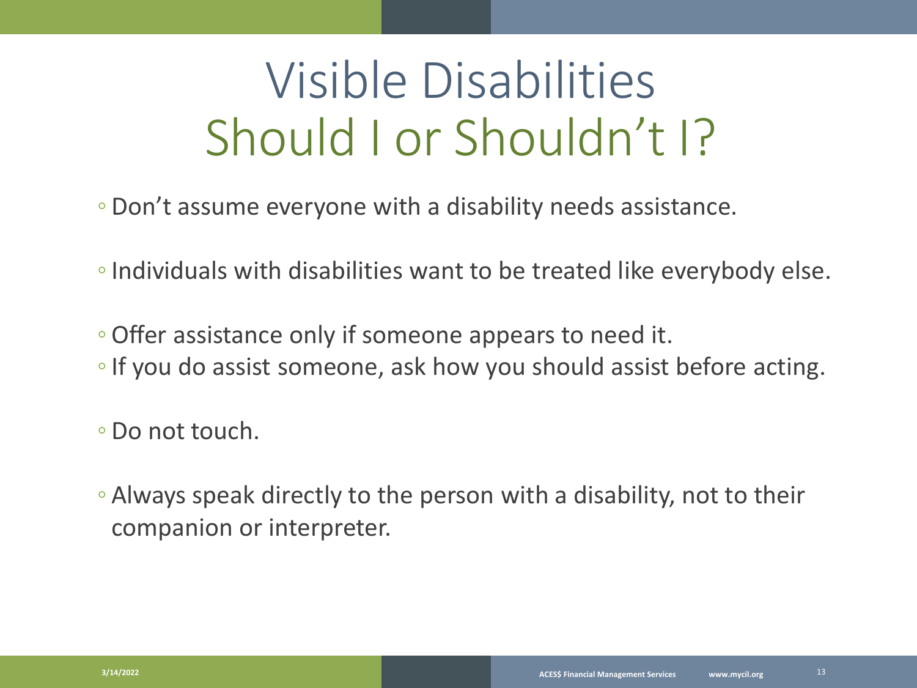# Visible Disabilities
## Should I or Shouldn't I?

- Don't assume everyone with a disability needs assistance.
- Individuals with disabilities want to be treated like everybody else.
- Offer assistance only if someone appears to need it.
- If you do assist someone, ask how you should assist before acting.
- Do not touch.
- Always speak directly to the person with a disability, not to their companion or interpreter.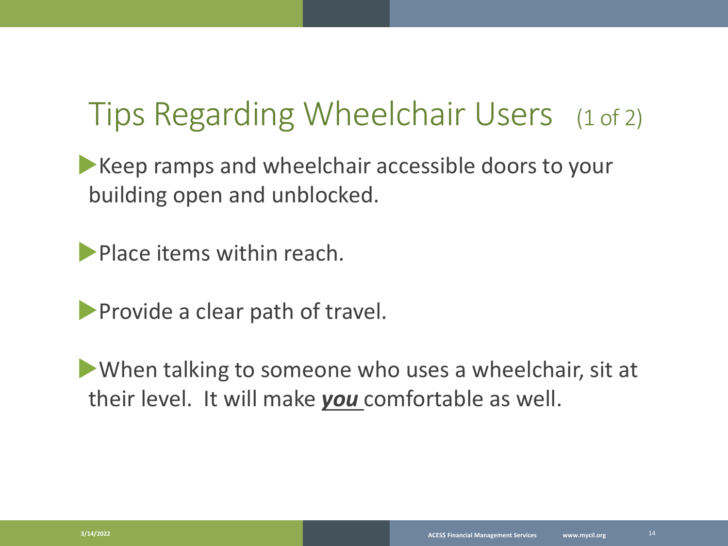# Tips Regarding Wheelchair Users (1 of 2)

- Keep ramps and wheelchair accessible doors to your building open and unblocked.
- Place items within reach.
- Provide a clear path of travel.
- When talking to someone who uses a wheelchair, sit at their level. It will make ***you*** comfortable as well.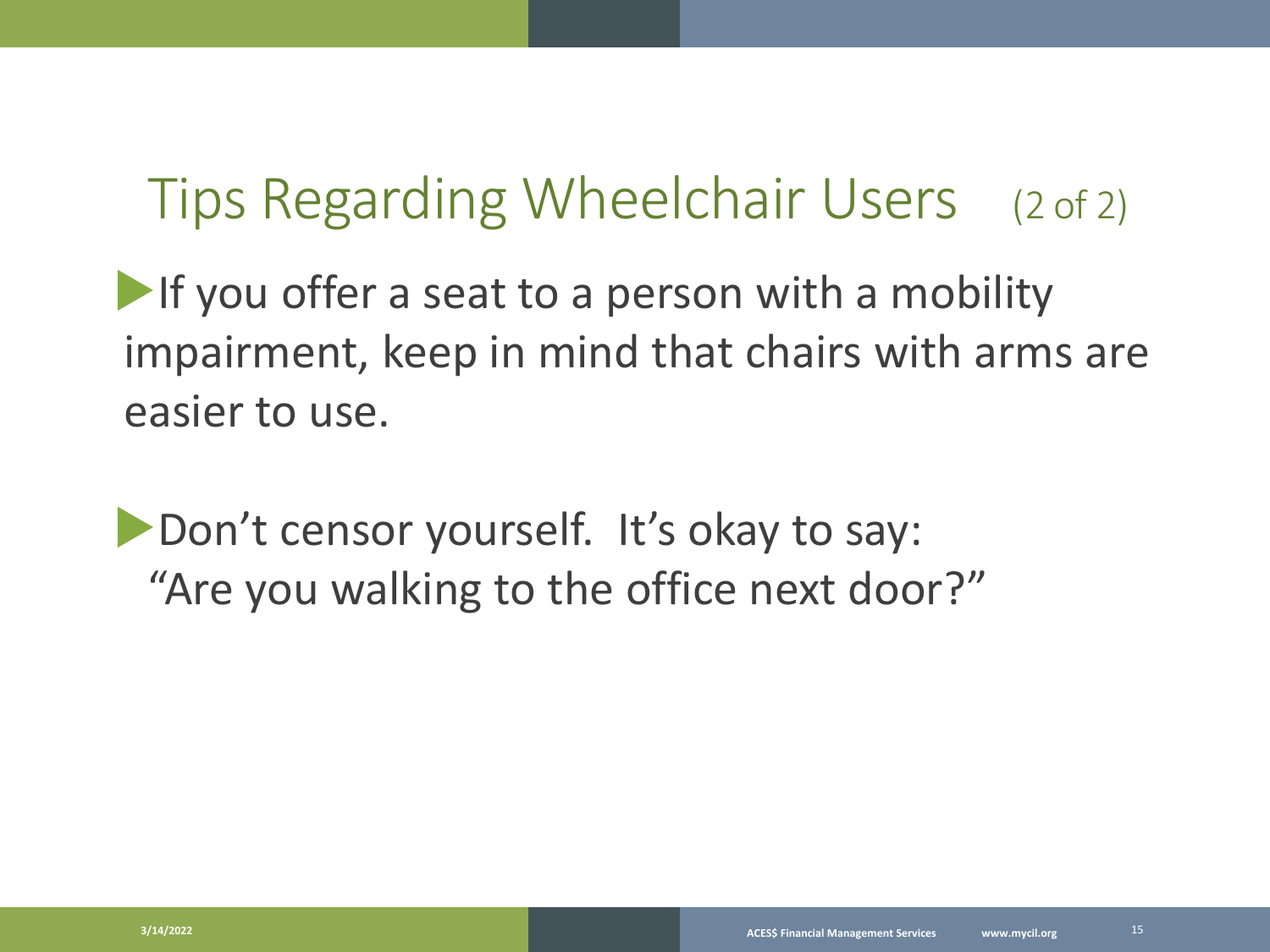# Tips Regarding Wheelchair Users (2 of 2)

- If you offer a seat to a person with a mobility impairment, keep in mind that chairs with arms are easier to use.
- Don't censor yourself. It's okay to say: "Are you walking to the office next door?"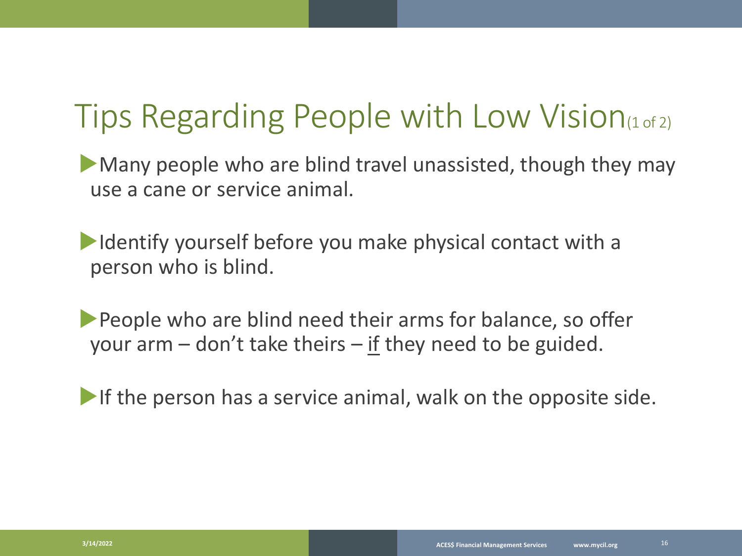# Tips Regarding People with Low Vision (1 of 2)

- Many people who are blind travel unassisted, though they may use a cane or service animal.
- Identify yourself before you make physical contact with a person who is blind.
- People who are blind need their arms for balance, so offer your arm – don't take theirs – <u>if</u> they need to be guided.
- If the person has a service animal, walk on the opposite side.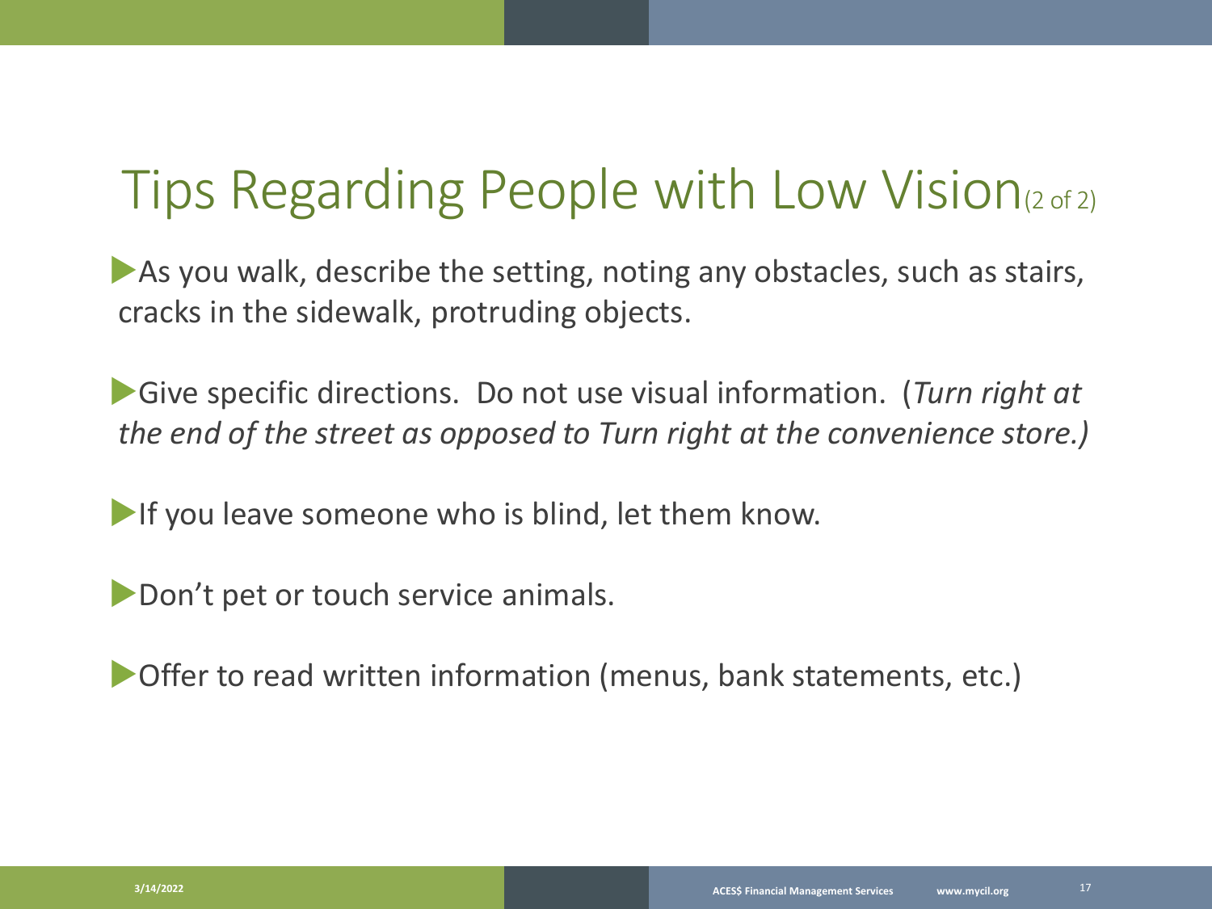# Tips Regarding People with Low Vision (2 of 2)

- As you walk, describe the setting, noting any obstacles, such as stairs, cracks in the sidewalk, protruding objects.
- Give specific directions. Do not use visual information. (*Turn right at the end of the street as opposed to Turn right at the convenience store.)*
- If you leave someone who is blind, let them know.
- Don't pet or touch service animals.
- Offer to read written information (menus, bank statements, etc.)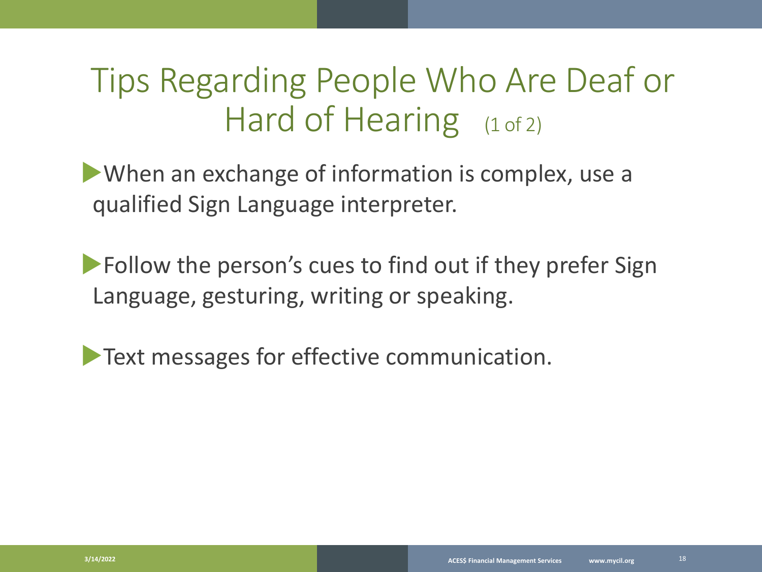# Tips Regarding People Who Are Deaf or Hard of Hearing (1 of 2)

- When an exchange of information is complex, use a qualified Sign Language interpreter.
- Follow the person's cues to find out if they prefer Sign Language, gesturing, writing or speaking.
- Text messages for effective communication.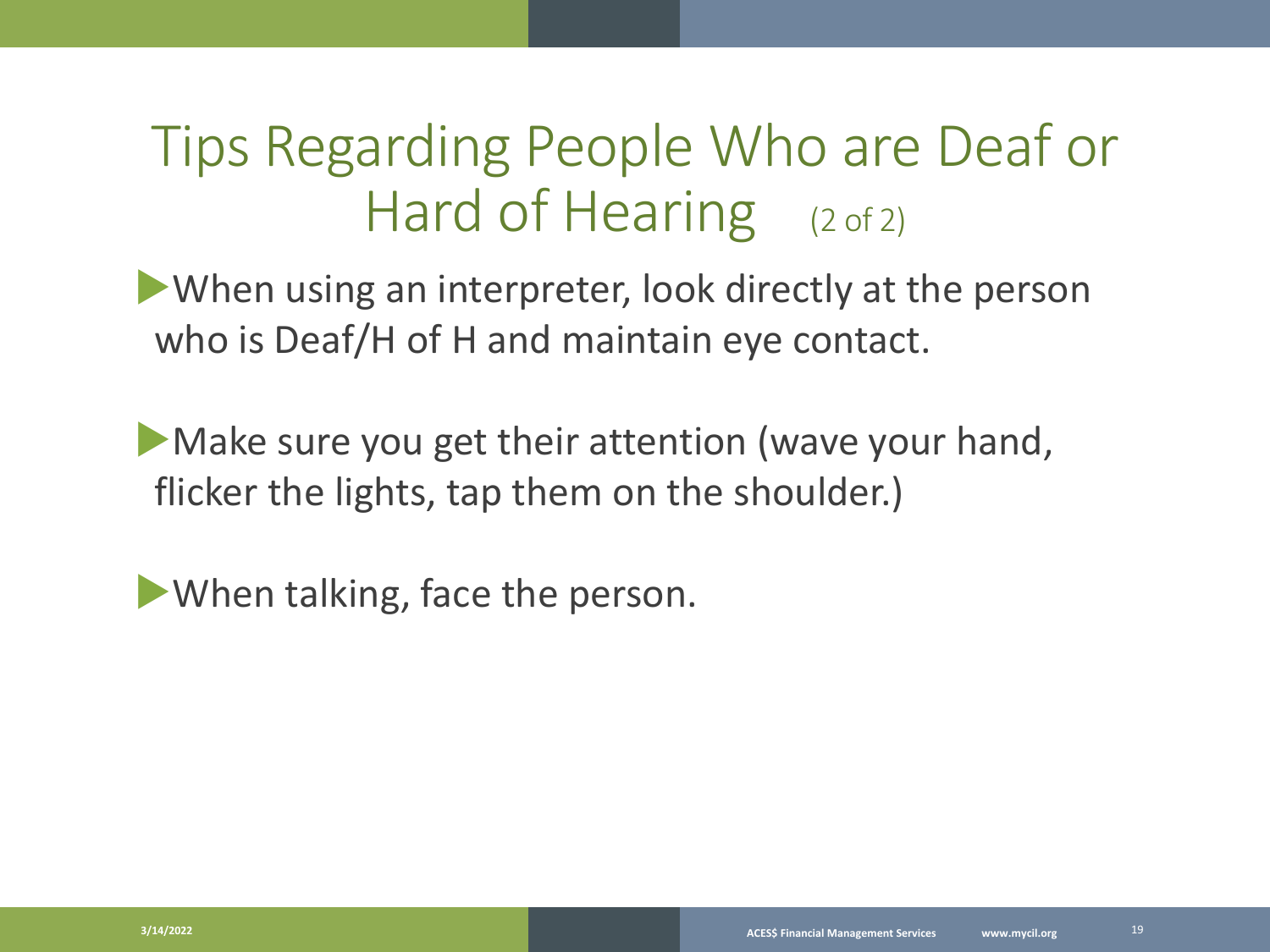# Tips Regarding People Who are Deaf or Hard of Hearing (2 of 2)

- When using an interpreter, look directly at the person who is Deaf/H of H and maintain eye contact.
- Make sure you get their attention (wave your hand, flicker the lights, tap them on the shoulder.)
- When talking, face the person.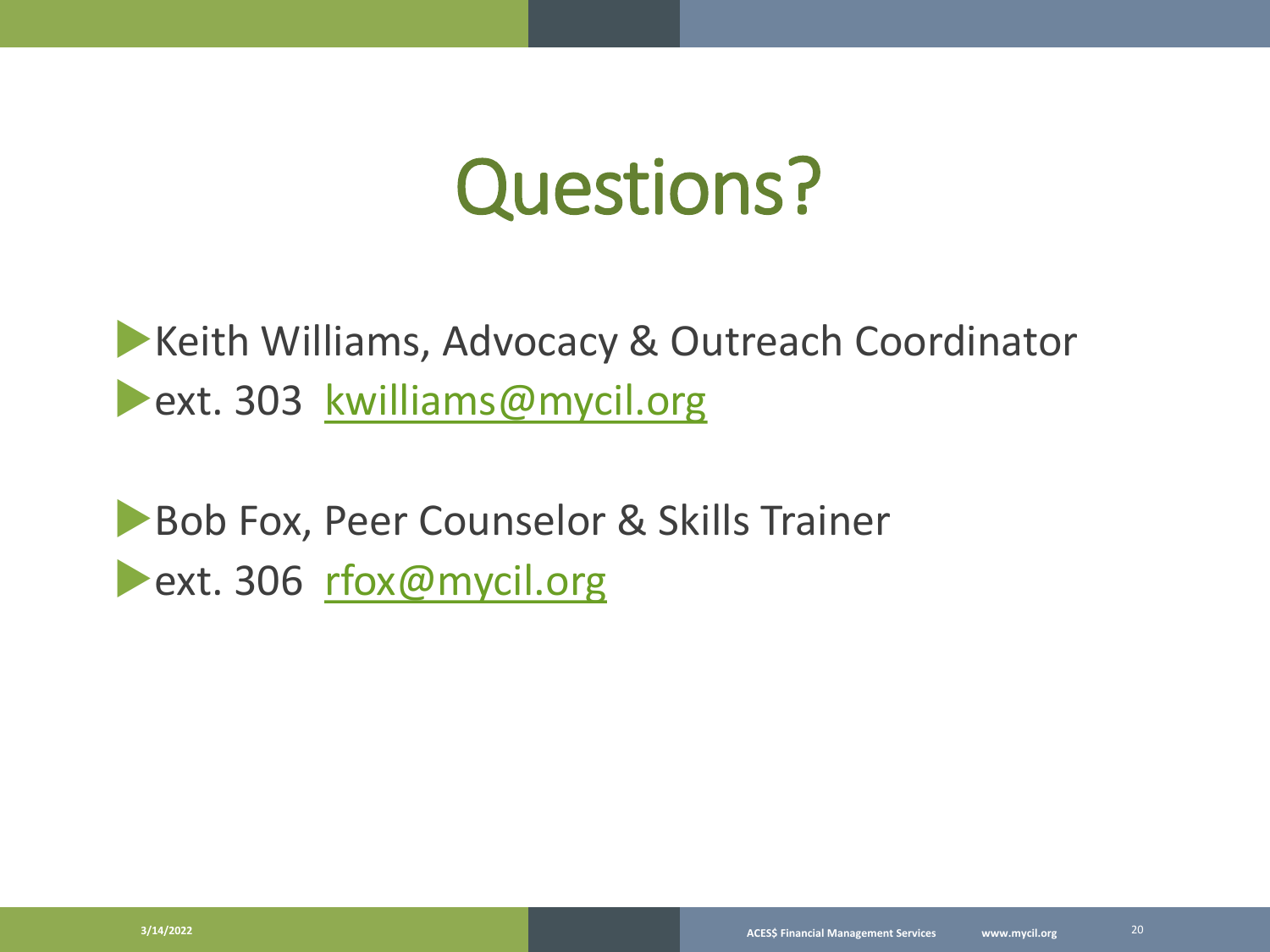# Questions?

- Keith Williams, Advocacy & Outreach Coordinator
- ext. 303 kwilliams@mycil.org

- Bob Fox, Peer Counselor & Skills Trainer
- ext. 306 rfox@mycil.org